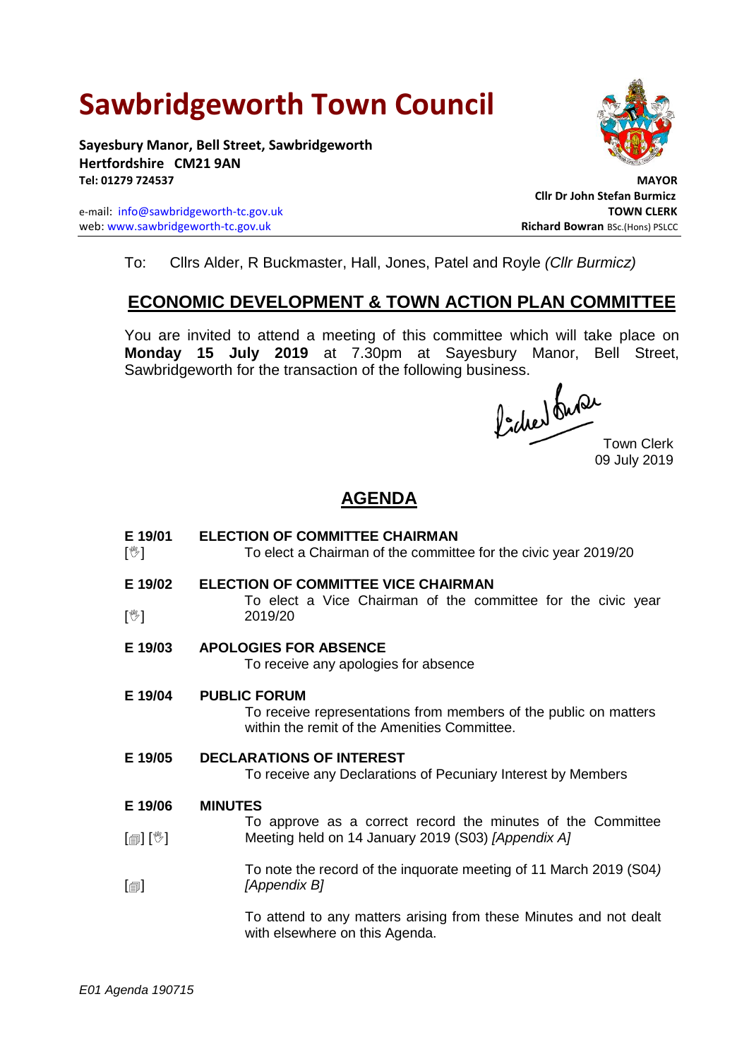# Sawbridgeworth Town Council

**Sayesbury Manor, Bell Street, Sawbridgeworth**
**Hertfordshire CM21 9AN**
**Tel: 01279 724537**

e-mail: info@sawbridgeworth-tc.gov.uk
web: www.sawbridgeworth-tc.gov.uk

**MAYOR**
**Cllr Dr John Stefan Burmicz**
**TOWN CLERK**
**Richard Bowran** BSc.(Hons) PSLCC

To: Cllrs Alder, R Buckmaster, Hall, Jones, Patel and Royle *(Cllr Burmicz)*

## ECONOMIC DEVELOPMENT & TOWN ACTION PLAN COMMITTEE

You are invited to attend a meeting of this committee which will take place on **Monday 15 July 2019** at 7.30pm at Sayesbury Manor, Bell Street, Sawbridgeworth for the transaction of the following business.

Town Clerk
09 July 2019

## AGENDA

**E 19/01 ELECTION OF COMMITTEE CHAIRMAN**
[✋] To elect a Chairman of the committee for the civic year 2019/20

**E 19/02 ELECTION OF COMMITTEE VICE CHAIRMAN**
[✋] To elect a Vice Chairman of the committee for the civic year 2019/20

**E 19/03 APOLOGIES FOR ABSENCE**
To receive any apologies for absence

**E 19/04 PUBLIC FORUM**
To receive representations from members of the public on matters within the remit of the Amenities Committee.

**E 19/05 DECLARATIONS OF INTEREST**
To receive any Declarations of Pecuniary Interest by Members

**E 19/06 MINUTES**
[📄] [✋] To approve as a correct record the minutes of the Committee Meeting held on 14 January 2019 (S03) *[Appendix A]*

[📄] To note the record of the inquorate meeting of 11 March 2019 (S04) *[Appendix B]*

To attend to any matters arising from these Minutes and not dealt with elsewhere on this Agenda.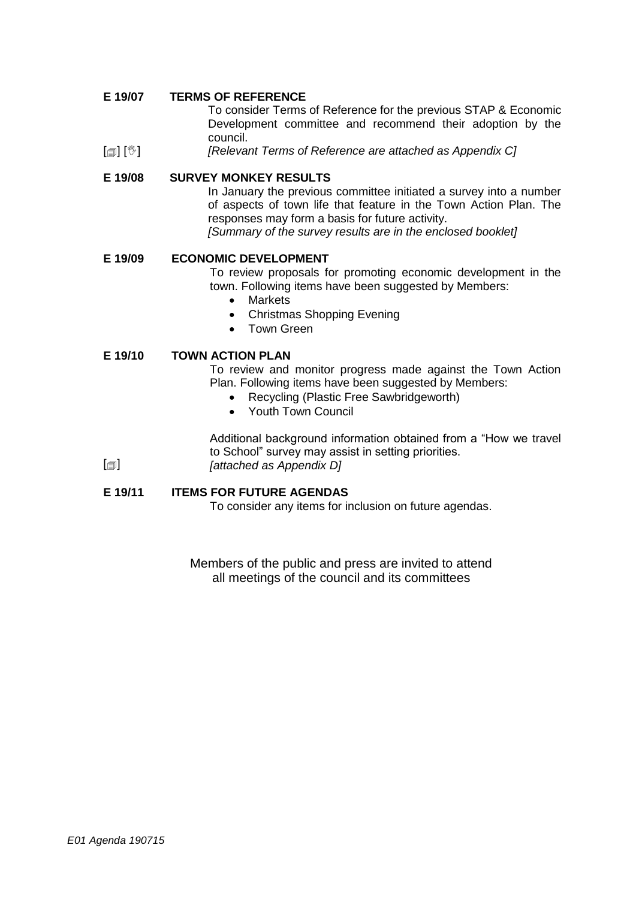**E 19/07 TERMS OF REFERENCE**

To consider Terms of Reference for the previous STAP & Economic Development committee and recommend their adoption by the council.

[🗐] [☝] *[Relevant Terms of Reference are attached as Appendix C]*

**E 19/08 SURVEY MONKEY RESULTS**

In January the previous committee initiated a survey into a number of aspects of town life that feature in the Town Action Plan. The responses may form a basis for future activity.

*[Summary of the survey results are in the enclosed booklet]*

**E 19/09 ECONOMIC DEVELOPMENT**

To review proposals for promoting economic development in the town. Following items have been suggested by Members:

- Markets
- Christmas Shopping Evening
- Town Green

**E 19/10 TOWN ACTION PLAN**

To review and monitor progress made against the Town Action Plan. Following items have been suggested by Members:

- Recycling (Plastic Free Sawbridgeworth)
- Youth Town Council

Additional background information obtained from a "How we travel to School" survey may assist in setting priorities.

[🗐] *[attached as Appendix D]*

**E 19/11 ITEMS FOR FUTURE AGENDAS**

To consider any items for inclusion on future agendas.

Members of the public and press are invited to attend all meetings of the council and its committees